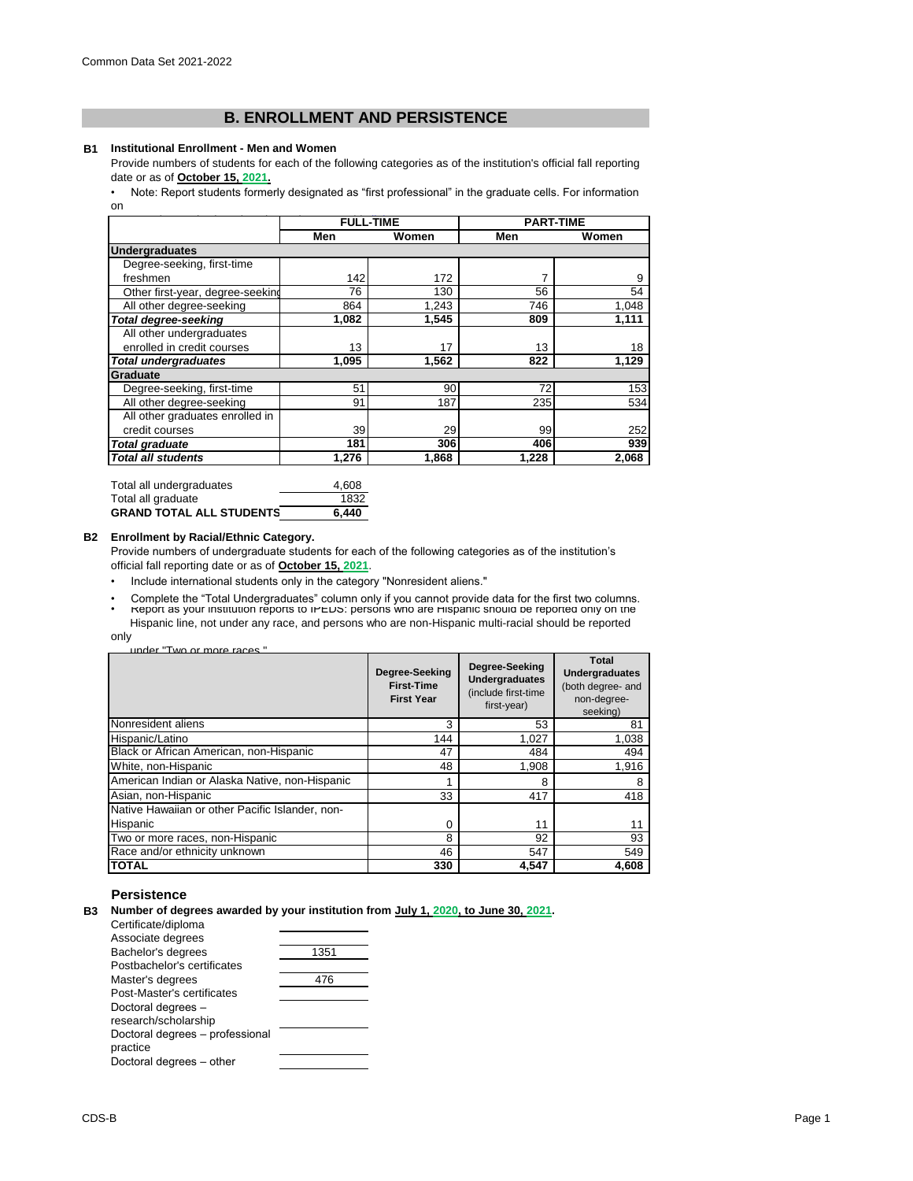Common Data Set 2021-2022

## B. ENROLLMENT AND PERSISTENCE

**B1 Institutional Enrollment - Men and Women**

Provide numbers of students for each of the following categories as of the institution's official fall reporting date or as of **October 15, 2021.**

• Note: Report students formerly designated as "first professional" in the graduate cells. For information on

| | FULL-TIME | | PART-TIME | |
|---|---|---|---|---|
| | Men | Women | Men | Women |
| **Undergraduates** | | | | |
| Degree-seeking, first-time freshmen | 142 | 172 | 7 | 9 |
| Other first-year, degree-seeking | 76 | 130 | 56 | 54 |
| All other degree-seeking | 864 | 1,243 | 746 | 1,048 |
| ***Total degree-seeking*** | **1,082** | **1,545** | **809** | **1,111** |
| All other undergraduates enrolled in credit courses | 13 | 17 | 13 | 18 |
| ***Total undergraduates*** | **1,095** | **1,562** | **822** | **1,129** |
| **Graduate** | | | | |
| Degree-seeking, first-time | 51 | 90 | 72 | 153 |
| All other degree-seeking | 91 | 187 | 235 | 534 |
| All other graduates enrolled in credit courses | 39 | 29 | 99 | 252 |
| ***Total graduate*** | **181** | **306** | **406** | **939** |
| ***Total all students*** | **1,276** | **1,868** | **1,228** | **2,068** |

| | |
|---|---|
| Total all undergraduates | 4,608 |
| Total all graduate | 1832 |
| **GRAND TOTAL ALL STUDENTS** | **6,440** |

**B2 Enrollment by Racial/Ethnic Category.**

Provide numbers of undergraduate students for each of the following categories as of the institution's official fall reporting date or as of **October 15, 2021**.

- Include international students only in the category "Nonresident aliens."
- Complete the "Total Undergraduates" column only if you cannot provide data for the first two columns.
- Report as your institution reports to IPEDS: persons who are Hispanic should be reported only on the Hispanic line, not under any race, and persons who are non-Hispanic multi-racial should be reported only under "Two or more races."

| | Degree-Seeking First-Time First Year | Degree-Seeking Undergraduates (include first-time first-year) | Total Undergraduates (both degree- and non-degree-seeking) |
|---|---|---|---|
| Nonresident aliens | 3 | 53 | 81 |
| Hispanic/Latino | 144 | 1,027 | 1,038 |
| Black or African American, non-Hispanic | 47 | 484 | 494 |
| White, non-Hispanic | 48 | 1,908 | 1,916 |
| American Indian or Alaska Native, non-Hispanic | 1 | 8 | 8 |
| Asian, non-Hispanic | 33 | 417 | 418 |
| Native Hawaiian or other Pacific Islander, non-Hispanic | 0 | 11 | 11 |
| Two or more races, non-Hispanic | 8 | 92 | 93 |
| Race and/or ethnicity unknown | 46 | 547 | 549 |
| **TOTAL** | **330** | **4,547** | **4,608** |

### Persistence

**B3 Number of degrees awarded by your institution from July 1, 2020, to June 30, 2021.**

| | |
|---|---|
| Certificate/diploma | |
| Associate degrees | |
| Bachelor's degrees | 1351 |
| Postbachelor's certificates | |
| Master's degrees | 476 |
| Post-Master's certificates | |
| Doctoral degrees – research/scholarship | |
| Doctoral degrees – professional practice | |
| Doctoral degrees – other | |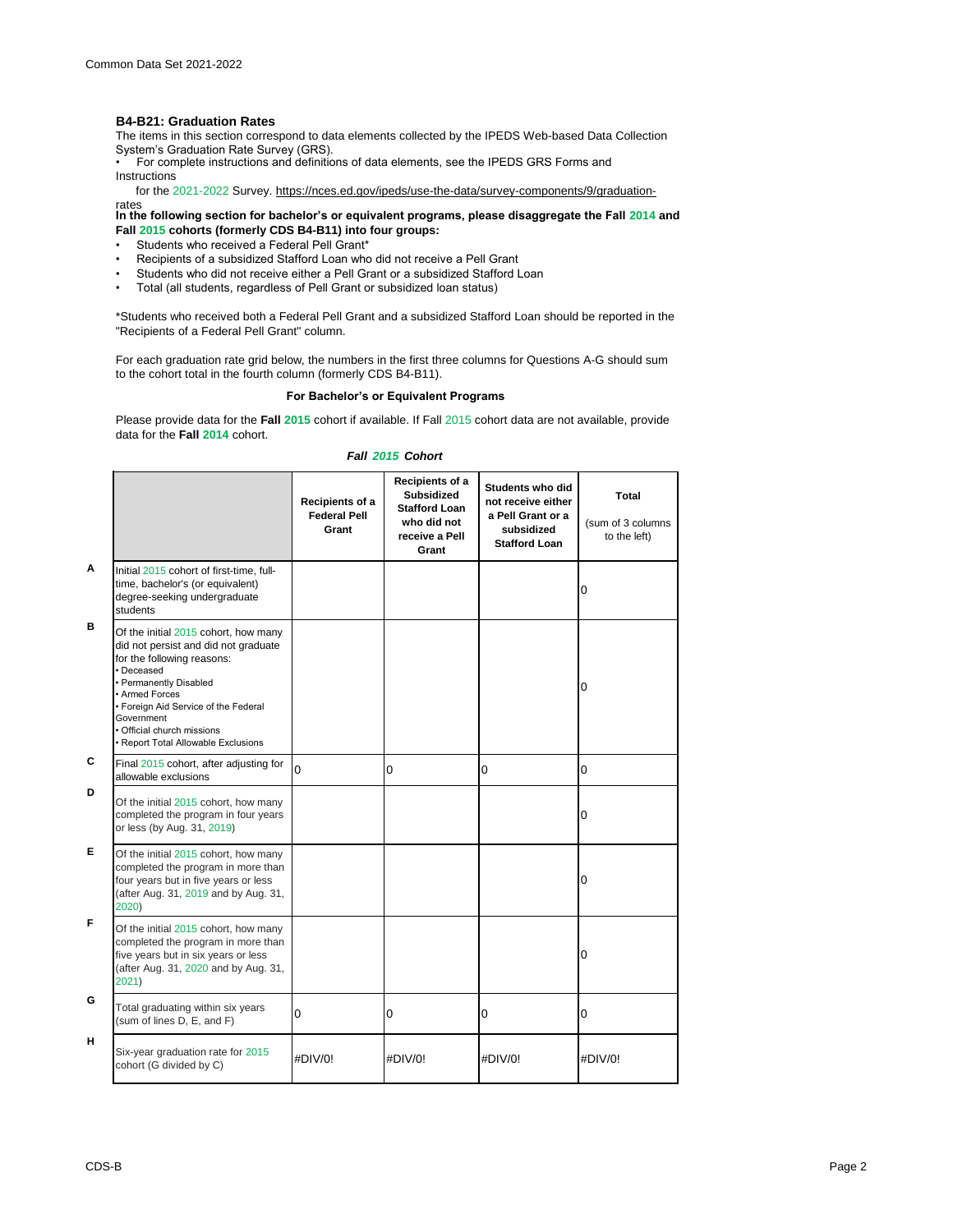## B4-B21: Graduation Rates

The items in this section correspond to data elements collected by the IPEDS Web-based Data Collection System's Graduation Rate Survey (GRS).

- For complete instructions and definitions of data elements, see the IPEDS GRS Forms and Instructions for the 2021-2022 Survey. https://nces.ed.gov/ipeds/use-the-data/survey-components/9/graduation-rates

**In the following section for bachelor's or equivalent programs, please disaggregate the Fall 2014 and Fall 2015 cohorts (formerly CDS B4-B11) into four groups:**

- Students who received a Federal Pell Grant*
- Recipients of a subsidized Stafford Loan who did not receive a Pell Grant
- Students who did not receive either a Pell Grant or a subsidized Stafford Loan
- Total (all students, regardless of Pell Grant or subsidized loan status)

*Students who received both a Federal Pell Grant and a subsidized Stafford Loan should be reported in the "Recipients of a Federal Pell Grant" column.

For each graduation rate grid below, the numbers in the first three columns for Questions A-G should sum to the cohort total in the fourth column (formerly CDS B4-B11).

**For Bachelor's or Equivalent Programs**

Please provide data for the **Fall 2015** cohort if available. If Fall 2015 cohort data are not available, provide data for the **Fall 2014** cohort.

***Fall 2015 Cohort***

| | | Recipients of a Federal Pell Grant | Recipients of a Subsidized Stafford Loan who did not receive a Pell Grant | Students who did not receive either a Pell Grant or a subsidized Stafford Loan | Total (sum of 3 columns to the left) |
|---|---|---|---|---|---|
| A | Initial 2015 cohort of first-time, full-time, bachelor's (or equivalent) degree-seeking undergraduate students | | | | 0 |
| B | Of the initial 2015 cohort, how many did not persist and did not graduate for the following reasons: • Deceased • Permanently Disabled • Armed Forces • Foreign Aid Service of the Federal Government • Official church missions • Report Total Allowable Exclusions | | | | 0 |
| C | Final 2015 cohort, after adjusting for allowable exclusions | 0 | 0 | 0 | 0 |
| D | Of the initial 2015 cohort, how many completed the program in four years or less (by Aug. 31, 2019) | | | | 0 |
| E | Of the initial 2015 cohort, how many completed the program in more than four years but in five years or less (after Aug. 31, 2019 and by Aug. 31, 2020) | | | | 0 |
| F | Of the initial 2015 cohort, how many completed the program in more than five years but in six years or less (after Aug. 31, 2020 and by Aug. 31, 2021) | | | | 0 |
| G | Total graduating within six years (sum of lines D, E, and F) | 0 | 0 | 0 | 0 |
| H | Six-year graduation rate for 2015 cohort (G divided by C) | #DIV/0! | #DIV/0! | #DIV/0! | #DIV/0! |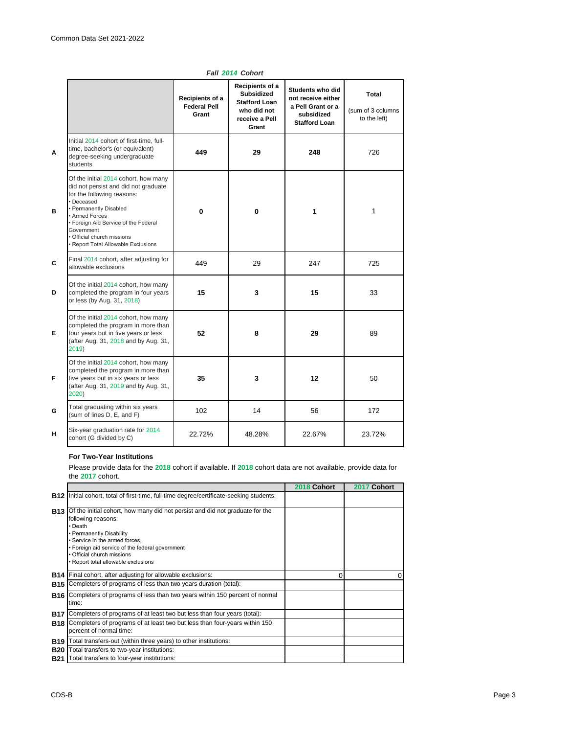***Fall 2014 Cohort***

| | | Recipients of a Federal Pell Grant | Recipients of a Subsidized Stafford Loan who did not receive a Pell Grant | Students who did not receive either a Pell Grant or a subsidized Stafford Loan | Total (sum of 3 columns to the left) |
|---|---|---|---|---|---|
| A | Initial 2014 cohort of first-time, full-time, bachelor's (or equivalent) degree-seeking undergraduate students | **449** | **29** | **248** | 726 |
| B | Of the initial 2014 cohort, how many did not persist and did not graduate for the following reasons: • Deceased • Permanently Disabled • Armed Forces • Foreign Aid Service of the Federal Government • Official church missions • Report Total Allowable Exclusions | **0** | **0** | **1** | 1 |
| C | Final 2014 cohort, after adjusting for allowable exclusions | 449 | 29 | 247 | 725 |
| D | Of the initial 2014 cohort, how many completed the program in four years or less (by Aug. 31, 2018) | **15** | **3** | **15** | 33 |
| E | Of the initial 2014 cohort, how many completed the program in more than four years but in five years or less (after Aug. 31, 2018 and by Aug. 31, 2019) | **52** | **8** | **29** | 89 |
| F | Of the initial 2014 cohort, how many completed the program in more than five years but in six years or less (after Aug. 31, 2019 and by Aug. 31, 2020) | **35** | **3** | **12** | 50 |
| G | Total graduating within six years (sum of lines D, E, and F) | 102 | 14 | 56 | 172 |
| H | Six-year graduation rate for 2014 cohort (G divided by C) | 22.72% | 48.28% | 22.67% | 23.72% |

### For Two-Year Institutions

Please provide data for the **2018** cohort if available. If **2018** cohort data are not available, provide data for the **2017** cohort.

| | | 2018 Cohort | 2017 Cohort |
|---|---|---|---|
| B12 | Initial cohort, total of first-time, full-time degree/certificate-seeking students: | | |
| B13 | Of the initial cohort, how many did not persist and did not graduate for the following reasons: • Death • Permanently Disability • Service in the armed forces, • Foreign aid service of the federal government • Official church missions • Report total allowable exclusions | | |
| B14 | Final cohort, after adjusting for allowable exclusions: | 0 | 0 |
| B15 | Completers of programs of less than two years duration (total): | | |
| B16 | Completers of programs of less than two years within 150 percent of normal time: | | |
| B17 | Completers of programs of at least two but less than four years (total): | | |
| B18 | Completers of programs of at least two but less than four-years within 150 percent of normal time: | | |
| B19 | Total transfers-out (within three years) to other institutions: | | |
| B20 | Total transfers to two-year institutions: | | |
| B21 | Total transfers to four-year institutions: | | |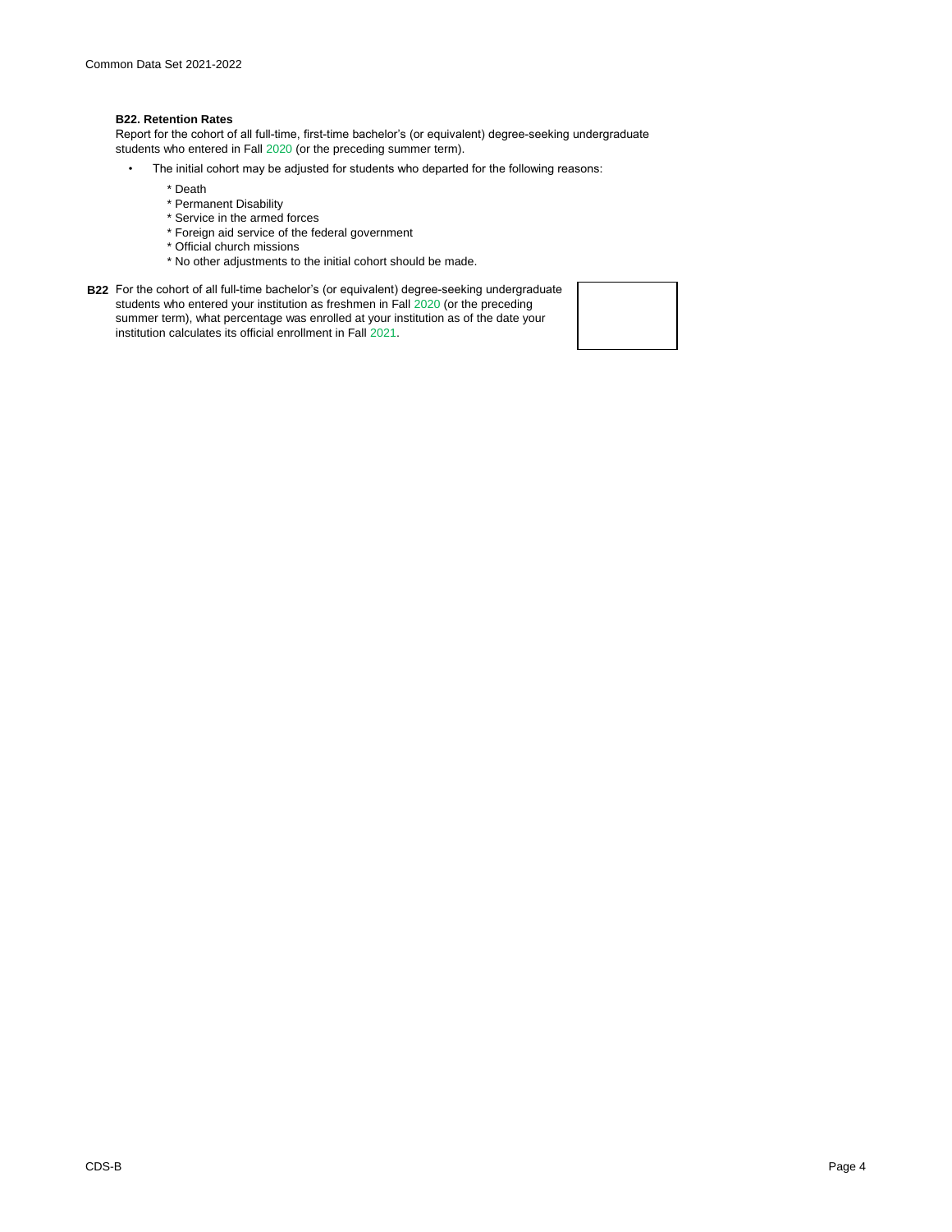### B22. Retention Rates

Report for the cohort of all full-time, first-time bachelor's (or equivalent) degree-seeking undergraduate students who entered in Fall 2020 (or the preceding summer term).

- The initial cohort may be adjusted for students who departed for the following reasons:

  * Death
  * Permanent Disability
  * Service in the armed forces
  * Foreign aid service of the federal government
  * Official church missions
  * No other adjustments to the initial cohort should be made.

**B22** For the cohort of all full-time bachelor's (or equivalent) degree-seeking undergraduate students who entered your institution as freshmen in Fall 2020 (or the preceding summer term), what percentage was enrolled at your institution as of the date your institution calculates its official enrollment in Fall 2021.